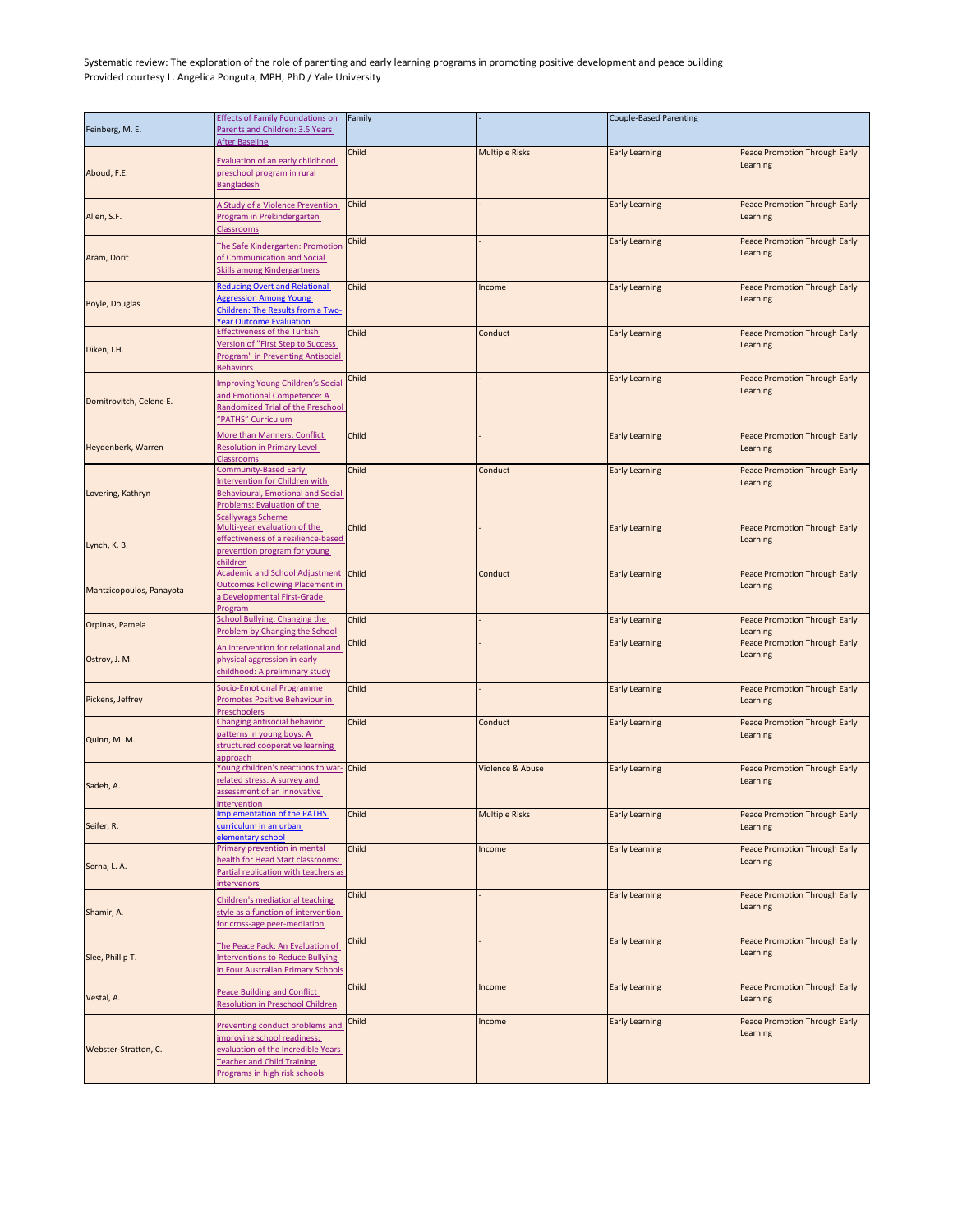Systematic review: The exploration of the role of parenting and early learning programs in promoting positive development and peace building
Provided courtesy L. Angelica Ponguta, MPH, PhD / Yale University

| Feinberg, M. E. | Effects of Family Foundations on Parents and Children: 3.5 Years After Baseline | Family | - | Couple-Based Parenting | |
|---|---|---|---|---|---|
| Aboud, F.E. | Evaluation of an early childhood preschool program in rural Bangladesh | Child | Multiple Risks | Early Learning | Peace Promotion Through Early Learning |
| Allen, S.F. | A Study of a Violence Prevention Program in Prekindergarten Classrooms | Child | - | Early Learning | Peace Promotion Through Early Learning |
| Aram, Dorit | The Safe Kindergarten: Promotion of Communication and Social Skills among Kindergartners | Child | - | Early Learning | Peace Promotion Through Early Learning |
| Boyle, Douglas | Reducing Overt and Relational Aggression Among Young Children: The Results from a Two-Year Outcome Evaluation | Child | Income | Early Learning | Peace Promotion Through Early Learning |
| Diken, I.H. | Effectiveness of the Turkish Version of "First Step to Success Program" in Preventing Antisocial Behaviors | Child | Conduct | Early Learning | Peace Promotion Through Early Learning |
| Domitrovitch, Celene E. | Improving Young Children's Social and Emotional Competence: A Randomized Trial of the Preschool "PATHS" Curriculum | Child | - | Early Learning | Peace Promotion Through Early Learning |
| Heydenberk, Warren | More than Manners: Conflict Resolution in Primary Level Classrooms | Child | - | Early Learning | Peace Promotion Through Early Learning |
| Lovering, Kathryn | Community-Based Early Intervention for Children with Behavioural, Emotional and Social Problems: Evaluation of the Scallywags Scheme | Child | Conduct | Early Learning | Peace Promotion Through Early Learning |
| Lynch, K. B. | Multi-year evaluation of the effectiveness of a resilience-based prevention program for young children | Child | - | Early Learning | Peace Promotion Through Early Learning |
| Mantzicopoulos, Panayota | Academic and School Adjustment Outcomes Following Placement in a Developmental First-Grade Program | Child | Conduct | Early Learning | Peace Promotion Through Early Learning |
| Orpinas, Pamela | School Bullying: Changing the Problem by Changing the School | Child | - | Early Learning | Peace Promotion Through Early Learning |
| Ostrov, J. M. | An intervention for relational and physical aggression in early childhood: A preliminary study | Child | - | Early Learning | Peace Promotion Through Early Learning |
| Pickens, Jeffrey | Socio-Emotional Programme Promotes Positive Behaviour in Preschoolers | Child | - | Early Learning | Peace Promotion Through Early Learning |
| Quinn, M. M. | Changing antisocial behavior patterns in young boys: A structured cooperative learning approach | Child | Conduct | Early Learning | Peace Promotion Through Early Learning |
| Sadeh, A. | Young children's reactions to war-related stress: A survey and assessment of an innovative intervention | Child | Violence & Abuse | Early Learning | Peace Promotion Through Early Learning |
| Seifer, R. | Implementation of the PATHS curriculum in an urban elementary school | Child | Multiple Risks | Early Learning | Peace Promotion Through Early Learning |
| Serna, L. A. | Primary prevention in mental health for Head Start classrooms: Partial replication with teachers as intervenors | Child | Income | Early Learning | Peace Promotion Through Early Learning |
| Shamir, A. | Children's mediational teaching style as a function of intervention for cross-age peer-mediation | Child | - | Early Learning | Peace Promotion Through Early Learning |
| Slee, Phillip T. | The Peace Pack: An Evaluation of Interventions to Reduce Bullying in Four Australian Primary Schools | Child | - | Early Learning | Peace Promotion Through Early Learning |
| Vestal, A. | Peace Building and Conflict Resolution in Preschool Children | Child | Income | Early Learning | Peace Promotion Through Early Learning |
| Webster-Stratton, C. | Preventing conduct problems and improving school readiness: evaluation of the Incredible Years Teacher and Child Training Programs in high risk schools | Child | Income | Early Learning | Peace Promotion Through Early Learning |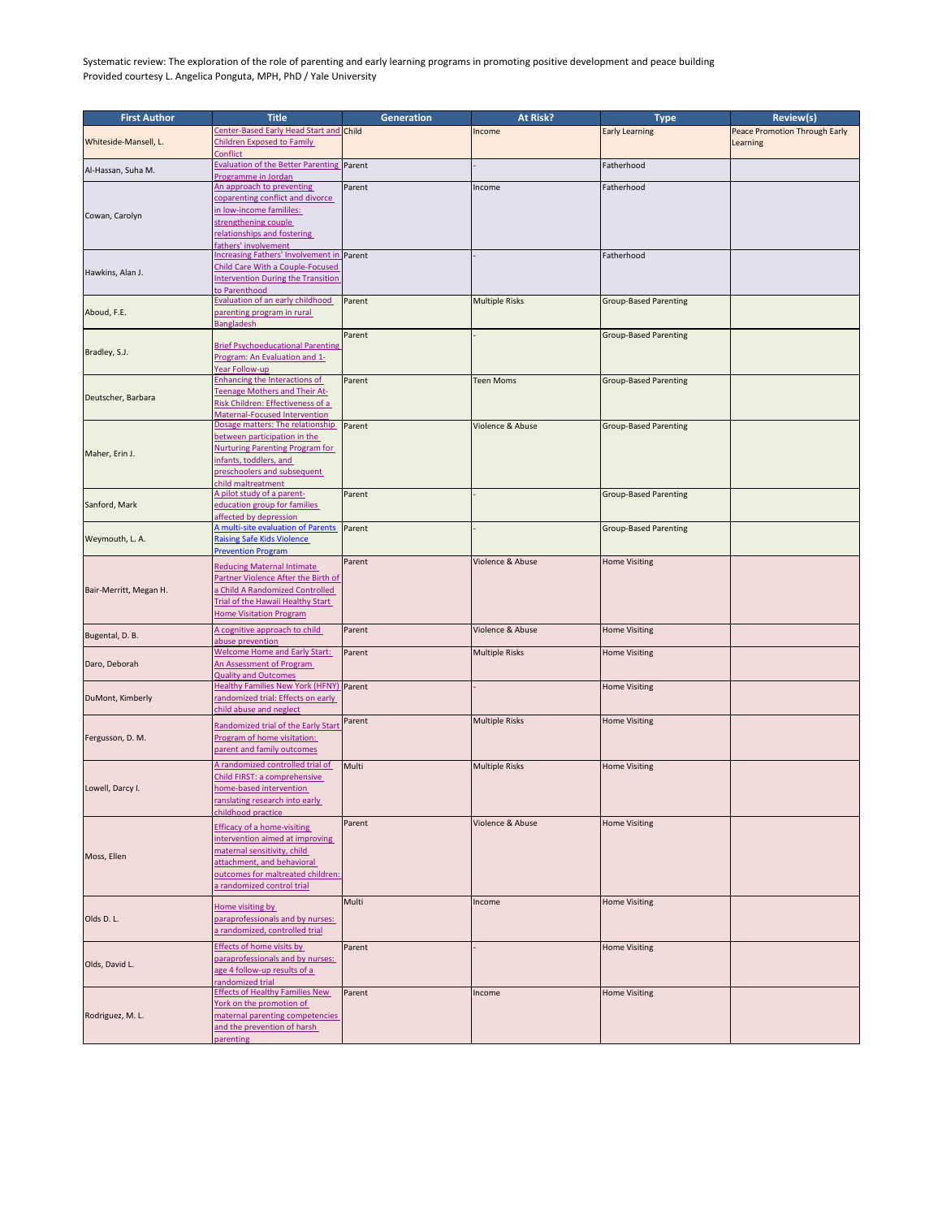Systematic review: The exploration of the role of parenting and early learning programs in promoting positive development and peace building
Provided courtesy L. Angelica Ponguta, MPH, PhD / Yale University

| First Author | Title | Generation | At Risk? | Type | Review(s) |
|---|---|---|---|---|---|
| Whiteside-Mansell, L. | Center-Based Early Head Start and Children Exposed to Family Conflict | Child | Income | Early Learning | Peace Promotion Through Early Learning |
| Al-Hassan, Suha M. | Evaluation of the Better Parenting Programme in Jordan | Parent | - | Fatherhood | |
| Cowan, Carolyn | An approach to preventing coparenting conflict and divorce in low-income famililes: strengthening couple relationships and fostering fathers' involvement | Parent | Income | Fatherhood | |
| Hawkins, Alan J. | Increasing Fathers' Involvement in Child Care With a Couple-Focused Intervention During the Transition to Parenthood | Parent | - | Fatherhood | |
| Aboud, F.E. | Evaluation of an early childhood parenting program in rural Bangladesh | Parent | Multiple Risks | Group-Based Parenting | |
| Bradley, S.J. | Brief Psychoeducational Parenting Program: An Evaluation and 1-Year Follow-up | Parent | - | Group-Based Parenting | |
| Deutscher, Barbara | Enhancing the Interactions of Teenage Mothers and Their At-Risk Children: Effectiveness of a Maternal-Focused Intervention | Parent | Teen Moms | Group-Based Parenting | |
| Maher, Erin J. | Dosage matters: The relationship between participation in the Nurturing Parenting Program for infants, toddlers, and preschoolers and subsequent child maltreatment | Parent | Violence & Abuse | Group-Based Parenting | |
| Sanford, Mark | A pilot study of a parent-education group for families affected by depression | Parent | - | Group-Based Parenting | |
| Weymouth, L. A. | A multi-site evaluation of Parents Raising Safe Kids Violence Prevention Program | Parent | - | Group-Based Parenting | |
| Bair-Merritt, Megan H. | Reducing Maternal Intimate Partner Violence After the Birth of a Child A Randomized Controlled Trial of the Hawaii Healthy Start Home Visitation Program | Parent | Violence & Abuse | Home Visiting | |
| Bugental, D. B. | A cognitive approach to child abuse prevention | Parent | Violence & Abuse | Home Visiting | |
| Daro, Deborah | Welcome Home and Early Start: An Assessment of Program Quality and Outcomes | Parent | Multiple Risks | Home Visiting | |
| DuMont, Kimberly | Healthy Families New York (HFNY) randomized trial: Effects on early child abuse and neglect | Parent | - | Home Visiting | |
| Fergusson, D. M. | Randomized trial of the Early Start Program of home visitation: parent and family outcomes | Parent | Multiple Risks | Home Visiting | |
| Lowell, Darcy I. | A randomized controlled trial of Child FIRST: a comprehensive home-based intervention ranslating research into early childhood practice | Multi | Multiple Risks | Home Visiting | |
| Moss, Ellen | Efficacy of a home-visiting intervention aimed at improving maternal sensitivity, child attachment, and behavioral outcomes for maltreated children: a randomized control trial | Parent | Violence & Abuse | Home Visiting | |
| Olds D. L. | Home visiting by paraprofessionals and by nurses: a randomized, controlled trial | Multi | Income | Home Visiting | |
| Olds, David L. | Effects of home visits by paraprofessionals and by nurses: age 4 follow-up results of a randomized trial | Parent | - | Home Visiting | |
| Rodriguez, M. L. | Effects of Healthy Families New York on the promotion of maternal parenting competencies and the prevention of harsh parenting | Parent | Income | Home Visiting | |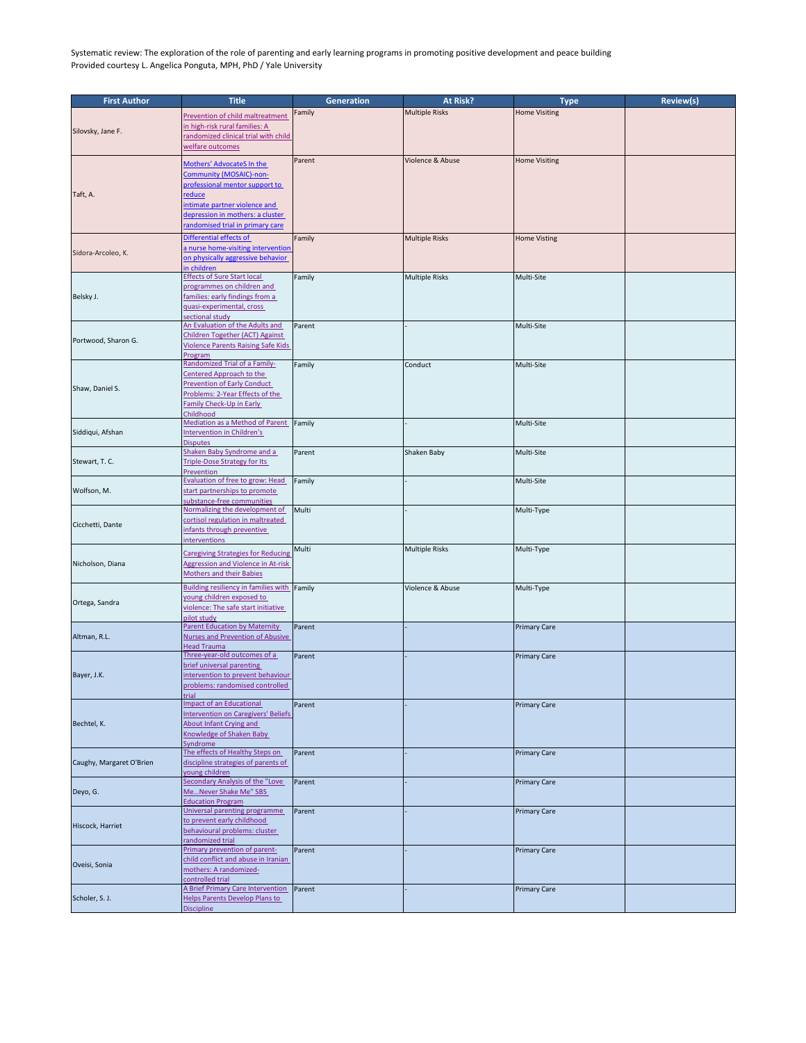Systematic review: The exploration of the role of parenting and early learning programs in promoting positive development and peace building
Provided courtesy L. Angelica Ponguta, MPH, PhD / Yale University

| First Author | Title | Generation | At Risk? | Type | Review(s) |
|---|---|---|---|---|---|
| Silovsky, Jane F. | Prevention of child maltreatment in high-risk rural families: A randomized clinical trial with child welfare outcomes | Family | Multiple Risks | Home Visiting | |
| Taft, A. | Mothers' AdvocateS In the Community (MOSAIC)-non-professional mentor support to reduce intimate partner violence and depression in mothers: a cluster randomised trial in primary care | Parent | Violence & Abuse | Home Visiting | |
| Sidora-Arcoleo, K. | Differential effects of a nurse home-visiting intervention on physically aggressive behavior in children | Family | Multiple Risks | Home Visting | |
| Belsky J. | Effects of Sure Start local programmes on children and families: early findings from a quasi-experimental, cross sectional study | Family | Multiple Risks | Multi-Site | |
| Portwood, Sharon G. | An Evaluation of the Adults and Children Together (ACT) Against Violence Parents Raising Safe Kids Program | Parent | - | Multi-Site | |
| Shaw, Daniel S. | Randomized Trial of a Family-Centered Approach to the Prevention of Early Conduct Problems: 2-Year Effects of the Family Check-Up in Early Childhood | Family | Conduct | Multi-Site | |
| Siddiqui, Afshan | Mediation as a Method of Parent Intervention in Children's Disputes | Family | - | Multi-Site | |
| Stewart, T. C. | Shaken Baby Syndrome and a Triple-Dose Strategy for Its Prevention | Parent | Shaken Baby | Multi-Site | |
| Wolfson, M. | Evaluation of free to grow: Head start partnerships to promote substance-free communities | Family | - | Multi-Site | |
| Cicchetti, Dante | Normalizing the development of cortisol regulation in maltreated infants through preventive interventions | Multi | - | Multi-Type | |
| Nicholson, Diana | Caregiving Strategies for Reducing Aggression and Violence in At-risk Mothers and their Babies | Multi | Multiple Risks | Multi-Type | |
| Ortega, Sandra | Building resiliency in families with young children exposed to violence: The safe start initiative pilot study | Family | Violence & Abuse | Multi-Type | |
| Altman, R.L. | Parent Education by Maternity Nurses and Prevention of Abusive Head Trauma | Parent | - | Primary Care | |
| Bayer, J.K. | Three-year-old outcomes of a brief universal parenting intervention to prevent behaviour problems: randomised controlled trial | Parent | - | Primary Care | |
| Bechtel, K. | Impact of an Educational Intervention on Caregivers' Beliefs About Infant Crying and Knowledge of Shaken Baby Syndrome | Parent | - | Primary Care | |
| Caughy, Margaret O'Brien | The effects of Healthy Steps on discipline strategies of parents of young children | Parent | - | Primary Care | |
| Deyo, G. | Secondary Analysis of the "Love Me...Never Shake Me" SBS Education Program | Parent | - | Primary Care | |
| Hiscock, Harriet | Universal parenting programme to prevent early childhood behavioural problems: cluster randomized trial | Parent | - | Primary Care | |
| Oveisi, Sonia | Primary prevention of parent-child conflict and abuse in Iranian mothers: A randomized-controlled trial | Parent | - | Primary Care | |
| Scholer, S. J. | A Brief Primary Care Intervention Helps Parents Develop Plans to Discipline | Parent | - | Primary Care | |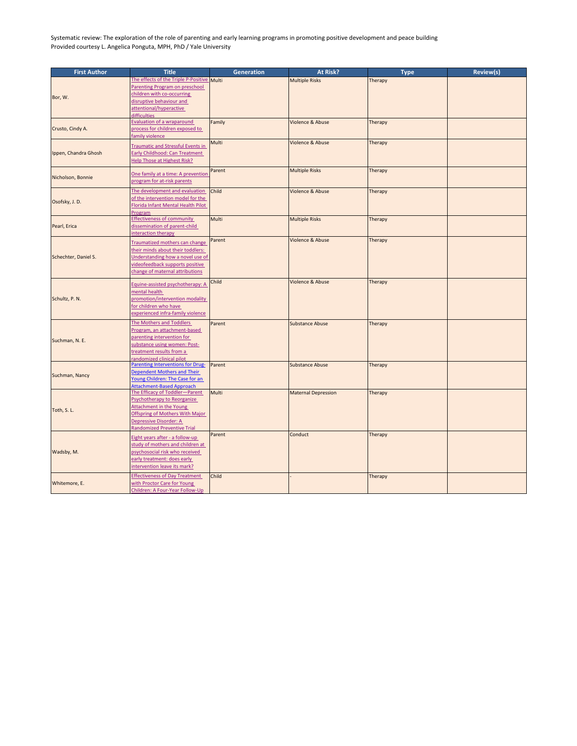Systematic review: The exploration of the role of parenting and early learning programs in promoting positive development and peace building
Provided courtesy L. Angelica Ponguta, MPH, PhD / Yale University

| First Author | Title | Generation | At Risk? | Type | Review(s) |
|---|---|---|---|---|---|
| Bor, W. | The effects of the Triple P-Positive Parenting Program on preschool children with co-occurring disruptive behaviour and attentional/hyperactive difficulties | Multi | Multiple Risks | Therapy | |
| Crusto, Cindy A. | Evaluation of a wraparound process for children exposed to family violence | Family | Violence & Abuse | Therapy | |
| Ippen, Chandra Ghosh | Traumatic and Stressful Events in Early Childhood: Can Treatment Help Those at Highest Risk? | Multi | Violence & Abuse | Therapy | |
| Nicholson, Bonnie | One family at a time: A prevention program for at-risk parents | Parent | Multiple Risks | Therapy | |
| Osofsky, J. D. | The development and evaluation of the intervention model for the Florida Infant Mental Health Pilot Program | Child | Violence & Abuse | Therapy | |
| Pearl, Erica | Effectiveness of community dissemination of parent-child interaction therapy | Multi | Multiple Risks | Therapy | |
| Schechter, Daniel S. | Traumatized mothers can change their minds about their toddlers: Understanding how a novel use of videofeedback supports positive change of maternal attributions | Parent | Violence & Abuse | Therapy | |
| Schultz, P. N. | Equine-assisted psychotherapy: A mental health promotion/intervention modality for children who have experienced infra-family violence | Child | Violence & Abuse | Therapy | |
| Suchman, N. E. | The Mothers and Toddlers Program, an attachment-based parenting intervention for substance using women: Post-treatment results from a randomized clinical pilot | Parent | Substance Abuse | Therapy | |
| Suchman, Nancy | Parenting Interventions for Drug-Dependent Mothers and Their Young Children: The Case for an Attachment-Based Approach | Parent | Substance Abuse | Therapy | |
| Toth, S. L. | The Efficacy of Toddler—Parent Psychotherapy to Reorganize Attachment in the Young Offspring of Mothers With Major Depressive Disorder: A Randomized Preventive Trial | Multi | Maternal Depression | Therapy | |
| Wadsby, M. | Eight years after - a follow-up study of mothers and children at psychosocial risk who received early treatment: does early intervention leave its mark? | Parent | Conduct | Therapy | |
| Whitemore, E. | Effectiveness of Day Treatment with Proctor Care for Young Children: A Four-Year Follow-Up | Child | - | Therapy | |